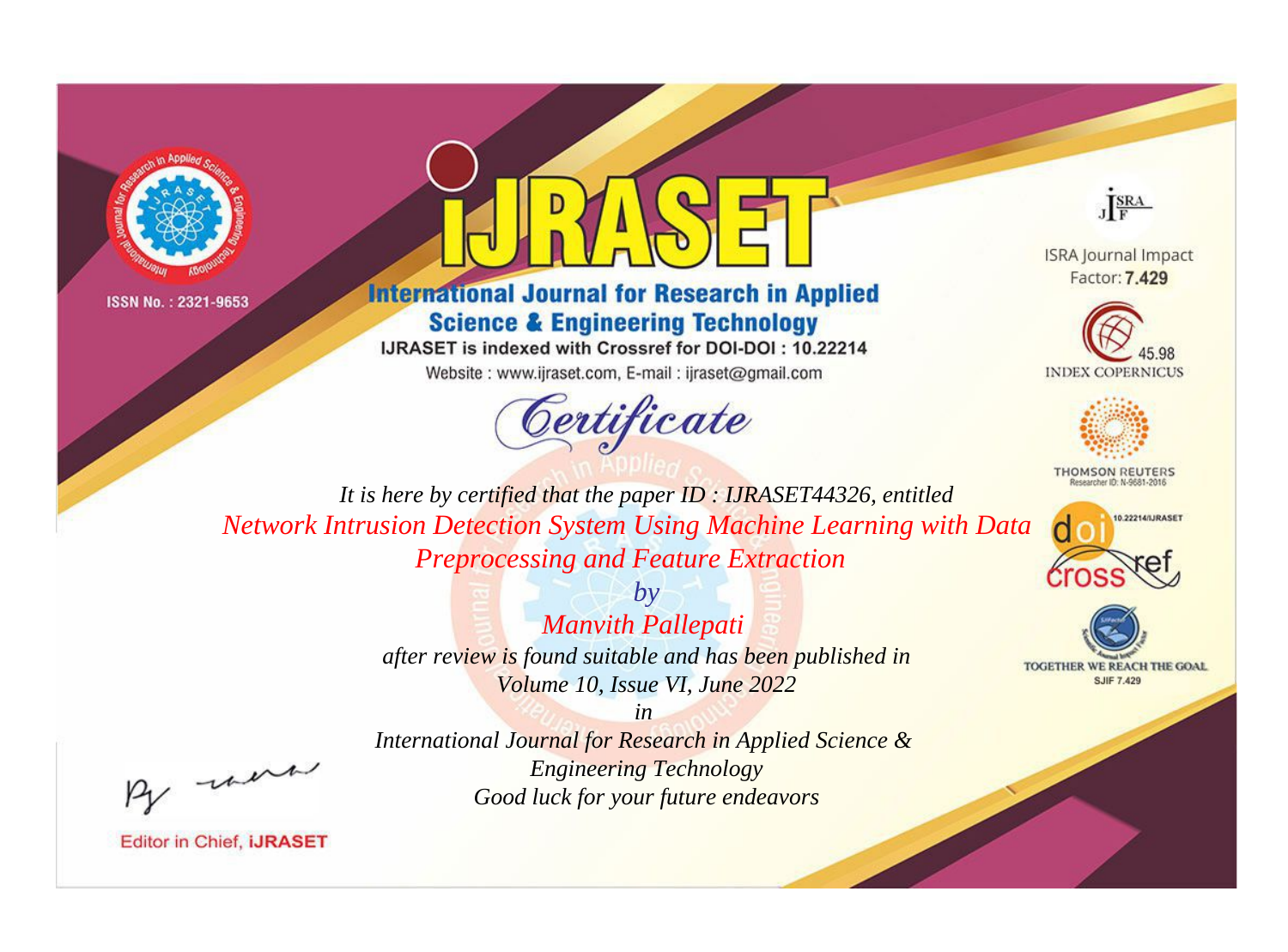ISSN No. : 2321-9653

# iJRASET

## International Journal for Research in Applied Science & Engineering Technology

IJRASET is indexed with Crossref for DOI-DOI : 10.22214

Website : www.ijraset.com, E-mail : ijraset@gmail.com

ISRA Journal Impact Factor: **7.429**

45.98 INDEX COPERNICUS

THOMSON REUTERS Researcher ID: N-9681-2016

10.22214/IJRASET

TOGETHER WE REACH THE GOAL SJIF 7.429

# *Certificate*

*It is here by certified that the paper ID : IJRASET44326, entitled*

*Network Intrusion Detection System Using Machine Learning with Data Preprocessing and Feature Extraction*

*by*

*Manvith Pallepati*

*after review is found suitable and has been published in*

*Volume 10, Issue VI, June 2022*

*in*

*International Journal for Research in Applied Science & Engineering Technology*

*Good luck for your future endeavors*

Editor in Chief, **iJRASET**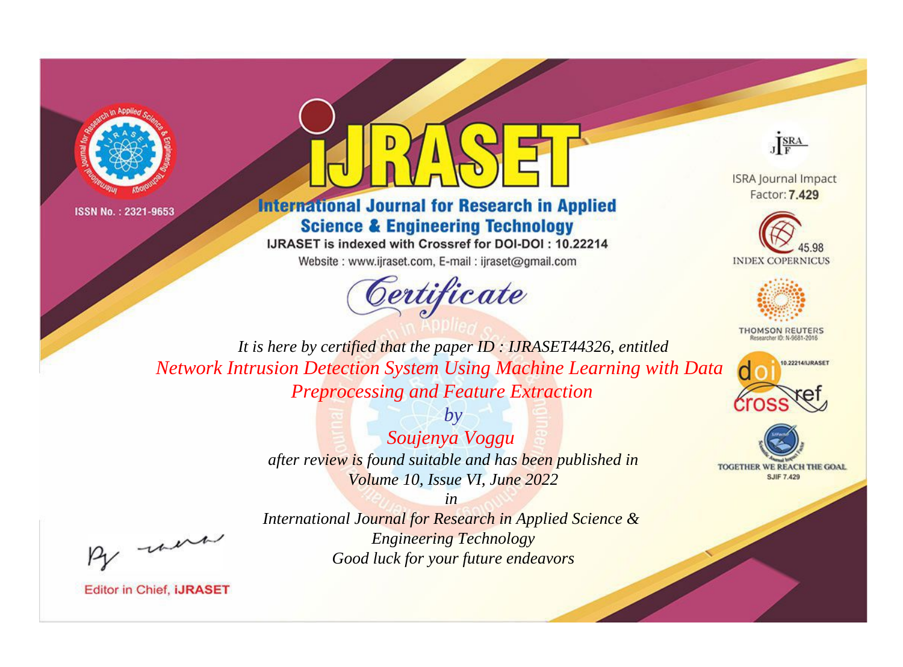ISSN No. : 2321-9653

# iJRASET

## International Journal for Research in Applied Science & Engineering Technology

IJRASET is indexed with Crossref for DOI-DOI : 10.22214

Website : www.ijraset.com, E-mail : ijraset@gmail.com

ISRA Journal Impact Factor: **7.429**

45.98 INDEX COPERNICUS

THOMSON REUTERS Researcher ID: N-9681-2016

10.22214/IJRASET

TOGETHER WE REACH THE GOAL SJIF 7.429

*Certificate*

*It is here by certified that the paper ID : IJRASET44326, entitled*

*Network Intrusion Detection System Using Machine Learning with Data Preprocessing and Feature Extraction*

*by*

*Soujenya Voggu*

*after review is found suitable and has been published in*

*Volume 10, Issue VI, June 2022*

*in*

*International Journal for Research in Applied Science & Engineering Technology*

*Good luck for your future endeavors*

Editor in Chief, iJRASET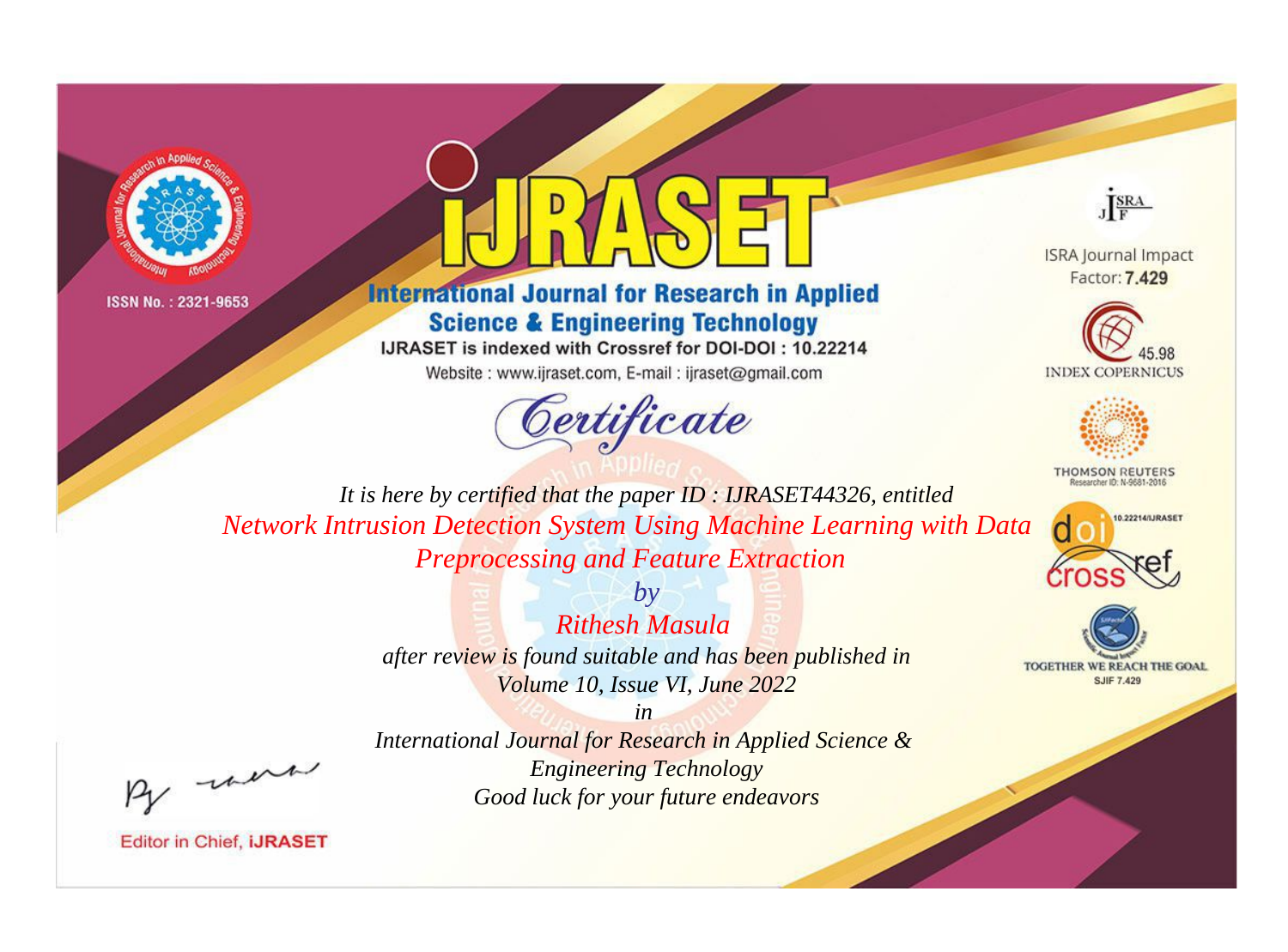ISSN No. : 2321-9653

# iJRASET

## International Journal for Research in Applied Science & Engineering Technology

IJRASET is indexed with Crossref for DOI-DOI : 10.22214

Website : www.ijraset.com, E-mail : ijraset@gmail.com

ISRA Journal Impact Factor: **7.429**

45.98 INDEX COPERNICUS

THOMSON REUTERS Researcher ID: N-9681-2016

10.22214/IJRASET

TOGETHER WE REACH THE GOAL SJIF 7.429

# *Certificate*

*It is here by certified that the paper ID : IJRASET44326, entitled*

*Network Intrusion Detection System Using Machine Learning with Data Preprocessing and Feature Extraction*

*by*

*Rithesh Masula*

*after review is found suitable and has been published in*

*Volume 10, Issue VI, June 2022*

*in*

*International Journal for Research in Applied Science & Engineering Technology*

*Good luck for your future endeavors*

Editor in Chief, **iJRASET**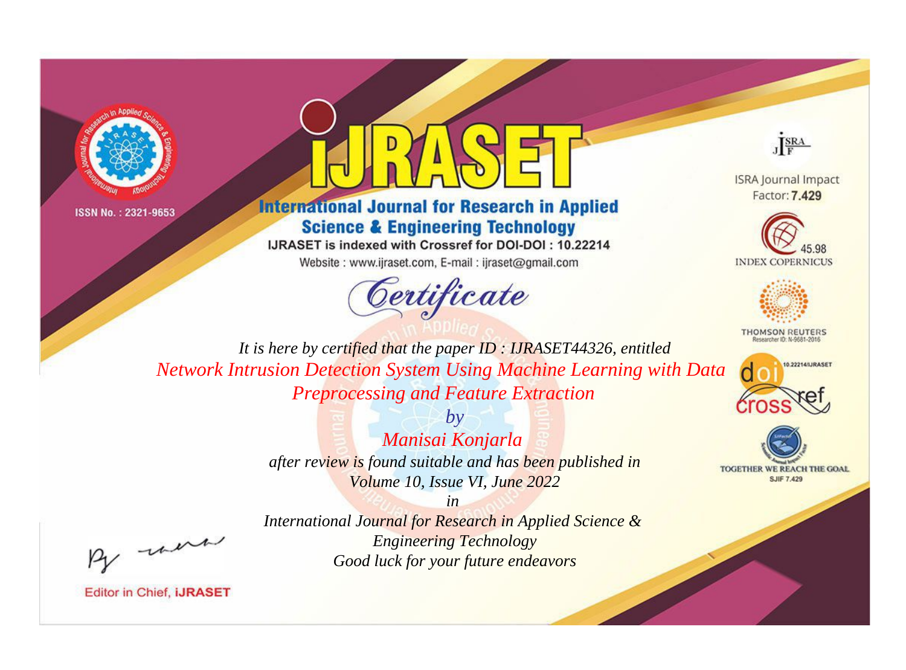ISSN No. : 2321-9653

# iJRASET

## International Journal for Research in Applied Science & Engineering Technology

IJRASET is indexed with Crossref for DOI-DOI : 10.22214

Website : www.ijraset.com, E-mail : ijraset@gmail.com

ISRA Journal Impact Factor: **7.429**

45.98 INDEX COPERNICUS

THOMSON REUTERS Researcher ID: N-9681-2016

10.22214/IJRASET

TOGETHER WE REACH THE GOAL SJIF 7.429

# *Certificate*

*It is here by certified that the paper ID : IJRASET44326, entitled*

*Network Intrusion Detection System Using Machine Learning with Data Preprocessing and Feature Extraction*

*by*

*Manisai Konjarla*

*after review is found suitable and has been published in*

*Volume 10, Issue VI, June 2022*

*in*

*International Journal for Research in Applied Science & Engineering Technology*

*Good luck for your future endeavors*

Editor in Chief, **iJRASET**